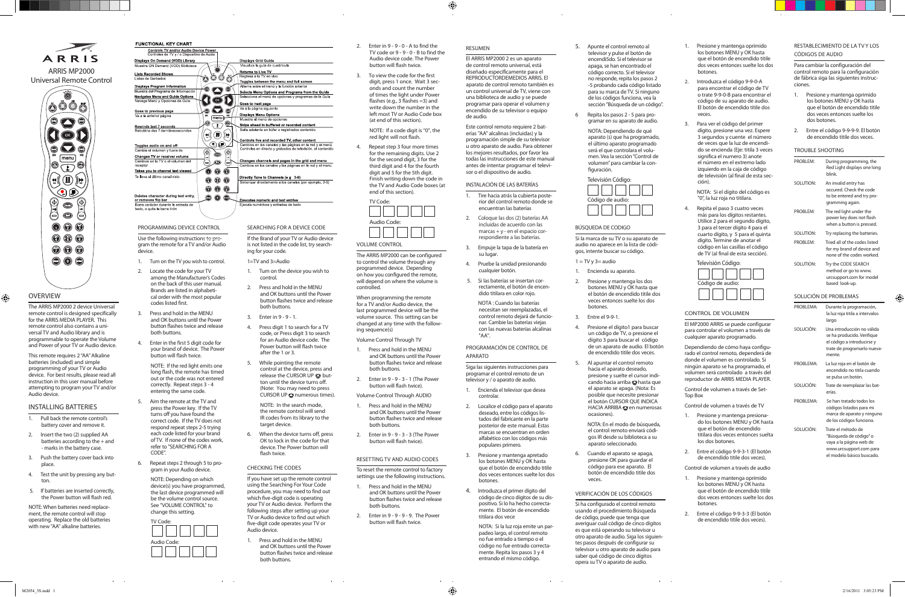# ARRIS

ARRIS MP2000
Universal Remote Control

## OVERVIEW

The ARRIS MP2000 2 device Universal remote control is designed specifically for the ARRIS MEDIA PLAYER. This remote control also contains a universal TV and Audio library and is programmable to operate the Volume and Power of your TV or Audio device.

This remote requires 2 "AA" Alkaline batteries (included) and simple programming of your TV or Audio device. For best results, please read all instruction in this user manual before attempting to program your TV and/or Audio device.

## INSTALLING BATTERIES

1. Pull back the remote control's battery cover and remove it.
2. Insert the two (2) supplied AA batteries according to the + and - marks in the battery case.
3. Push the battery cover back into place.
4. Test the unit by pressing any button.
5. If batteries are inserted correctly, the Power button will flash red.

NOTE: When batteries need replacement, the remote control will stop operating. Replace the old batteries with new "AA" alkaline batteries.

## FUNCTIONAL KEY CHART

- Controls TV and/or Audio Device Power / Controles de TV y / o Dispositivo de Audio
- Displays On Demand (VOD) Library / Muestre ON Demand (VOD) Biblioteca
- Lists Recorded Shows / Listas de Grabados
- Displays Program Information / Muestra del Programa de Información
- Navigates Menu and Guide Options / Navega Menú y Opciones de Guía
- Goes to previous page / Va a la anterior página
- Rewinds last 7 seconds / Retrobina des 7 demáressecondes
- Toggles audio on and off / Cambie el volumen y fuera de
- Changes TV or receiver volume / Cambios en la TV o el volumen del receptor
- Takes you to channel last viewed / Te lleva al último canal visto
- Deletes character during text entry, or removes flip bar / Borra carácter durante la entrada de texto, o quita la barra trón
- Displays Grid Guide / Visualiza la guía de cuadrícula
- Returns to Live TV / Regresa a la TV en vivo
- Toggles between the menu and full screen / Alterna entre el menú y la función anterior
- Selects Menu Options and Programs from the Guide / Seleccione el menú de opciones y programas de la Guía
- Goes to next page / Va a la página siguiente
- Displays Menu Options / Muestre el menú de opciones
- Skips ahead in buffered or recorded content / Salta adelante en búfer o registrados contenido
- Controls live and recorded TV, other content / Cambios en los canales y las páginas en la red y el menú / Controles en directo y grabados de televisión, el contenido
- Changes channels and pages in the grid and menu / Cambios en los canales y las páginas en la red y el menú
- Directly Tune to Channels (e.g. 3-9) / Sintonizar directamente a los canales (por ejemplo, 3-9)
- Executes numeric and text entries / Ejecuta numéricos y entradas de texto

## PROGRAMMING DEVICE CONTROL

Use the following instructions to program the remote for a TV and/or Audio device.

1. Turn on the TV you wish to control.
2. Locate the code for your TV among the Manufacturer's Codes on the back of this user manual. Brands are listed in alphabetical order with the most popular codes listed first.
3. Press and hold in the MENU and OK buttons until the Power button flashes twice and release both buttons.
4. Enter in the first 5 digit code for your brand of device. The Power button will flash twice.

   NOTE: If the red light emits one long flash, the remote has timed out or the code was not entered correctly. Repeat steps 3 - 4 entering the same code.
5. Aim the remote at the TV and press the Power key. If the TV turns off you have found the correct code. If the TV does not respond repeat steps 2-5 trying each code listed for your brand of TV. If none of the codes work, refer to "SEARCHING FOR A DEVICE CODE".
6. Repeat steps 2 through 5 to program in your Audio device.

   NOTE: Depending on which device(s) you have programmed, the last device programmed will be the volume control source. See "VOLUME CONTROL" to change this setting.

TV Code: ☐☐☐☐☐

Audio Code: ☐☐☐☐☐

## SEARCHING FOR A DEVICE CODE

If the Brand of your TV or Audio device is not listed in the code list, try searching for your code.

1=TV and 3=Audio

1. Turn on the device you wish to control.
2. Press and hold in the MENU and OK buttons until the Power button flashes twice and release both buttons.
3. Enter in 9 - 9 - 1.
4. Press digit 1 to search for a TV code, or Press digit 3 to search for an Audio device code. The Power button will flash twice after the 1 or 3.
5. While pointing the remote control at the device, press and release the CURSOR UP button until the device turns off. (Note: You may need to press CURSOR UP numerous times).

   NOTE: In the search mode, the remote control will send IR codes from its library to the target device.
6. When the device turns off, press OK to lock in the code for that device. The Power button will flash twice.

## CHECKING THE CODES

If you have set up the remote control using the Searching For Your Code procedure, you may need to find out which five-digit code is operating your TV or Audio device. Perform the following steps after setting up your TV or Audio device to find out which five-digit code operates your TV or Audio device.

1. Press and hold in the MENU and OK buttons until the Power button flashes twice and release both buttons.
2. Enter in 9 - 9 - 0 - A to find the TV code or 9 - 9 - 0 - B to find the Audio device code. The Power button will flash twice.
3. To view the code for the first digit, press 1 once. Wait 3 seconds and count the number of times the light under Power flashes (e.g., 3 flashes =3) and write down the number in the left most TV or Audio Code box (at end of this section).

   NOTE: If a code digit is "0", the red light will not flash.
4. Repeat step 3 four more times for the remaining digits. Use 2 for the second digit, 3 for the third digit and 4 for the fourth digit and 5 for the 5th digit. Finish writing down the code in the TV and Audio Code boxes (at end of this section).

TV Code: ☐☐☐☐☐

Audio Code: ☐☐☐☐☐

## VOLUME CONTROL

The ARRIS MP2000 can be configured to control the volume through any programmed device. Depending on how you configured the remote, will depend on where the volume is controlled.

When programming the remote for a TV and/or Audio device, the last programmed device will be the volume source. This setting can be changed at any time with the following sequence(s)

Volume Control Through TV

1. Press and hold in the MENU and OK buttons until the Power button flashes twice and release both buttons.
2. Enter in 9 - 9 - 3 - 1 (The Power button will flash twice).

Volume Control Through AUDIO

1. Press and hold in the MENU and OK buttons until the Power button flashes twice and release both buttons.
2. Enter in 9 - 9 - 3 - 3 (The Power button will flash twice).

## RESETTING TV AND AUDIO CODES

To reset the remote control to factory settings use the following instructions.

1. Press and hold in the MENU and OK buttons until the Power button flashes twice and release both buttons.
2. Enter in 9 - 9 - 9 - 9. The Power button will flash twice.

## RESUMEN

El ARRIS MP2000 2 es un aparato de control remoto universal, está diseñado específicamente para el REPRODUCTORDEMEDIOS ARRIS. El aparato de control remoto también es un control universal de TV, viene con una biblioteca de audio y se puede programar para operar el volumen y encendido de su televisor o equipo de audio.

Este control remoto requiere 2 baterías "AA" alcalinas (incluidas) y la programación simple de su televisor u otro aparato de audio. Para obtener los mejores resultados, por favor lea todas las instrucciones de este manual antes de intentar programar el televisor o el dispositivo de audio.

## INSTALACIÓN DE LAS BATERÍAS

1. Tire hacia atrás la cubierta posterior del control remoto donde se encuentran las baterías
2. Coloque las dos (2) baterías AA incluidas de acuerdo con las marcas + y - en el espacio correspondiente a las baterías.
3. Empuje la tapa de la batería en su lugar.
4. Pruebe la unidad presionando cualquier botón.
5. Si las baterías se insertan correctamente, el botón de encendido titilara en color rojo.

   NOTA : Cuando las baterías necesitan ser reemplazadas, el control remoto dejará de funcionar. Cambie las baterías viejas con las nuevas baterías alcalinas "AA".

## PROGRAMACIÓN DE CONTROL DE APARATO

Siga las siguientes instrucciones para programar el control remoto de un televisor y / o aparato de audio.

1. Encienda el televisor que desea controlar.
2. Localice el código para el aparato deseado, entre los códigos listados del fabricante en la parte posterior de este manual. Estas marcas se encuentran en orden alfabético con los códigos más populares primero.
3. Presione y mantenga apretado los botones MENU y OK hasta que el botón de encendido title dos veces entonces suelte los dos botones.
4. Introduzca el primer digito del código de cinco dígitos de su dispositivo. Si lo ha hecho correctamente. El botón de encendido titilara dos vece

   NOTA: Si la luz roja emite un parpadeo largo, el control remoto no fue entrado a tiempo o el código no fue entrado correctamente. Repita los pasos 3 y 4 entrando el mismo código.
5. Apunte el control remoto al televisor y pulse el botón de encendido. Si el televisor se apaga, se han encontrado el código correcto. Si el televisor no responde, repita los pasos 2 -5 probando cada código listado para su marca de TV. Si ninguno de los códigos funciona, vea la sección "Búsqueda de un código".
6. Repita los pasos 2 - 5 para programar en su aparato de audio.

   NOTA: Dependiendo de qué aparato (s) que ha programado, el último aparato programado será el que controlara el volumen. Vea la sección "Control de volumen" para cambiar la configuración.

Televisión Código: ☐☐☐☐☐

Código de audio: ☐☐☐☐☐

## BÚSQUEDA DE CODIGO

Si la marca de su TV o su aparato de audio no aparece en la lista de códigos, intente buscar su código.

1 = TV y 3= audio

1. Encienda su aparato.
2. Presione y mantenga los dos botones MENU y OK hasta que el botón de encendido titile dos veces entonces suelte los dos botones.
3. Entre el 9-9-1.
4. Presione el dígito1 para buscar un código de TV, o presione el dígito 3 para buscar el código de un aparato de audio. El botón de encendido titile dos veces.
5. Al apuntar el control remoto hacia el aparato deseado, presione y suelte el cursor indicando hacia arriba hasta que el aparato se apaga. (Nota: Es posible que necesite presionar el botón CURSOR QUE INDICA HACIA ARRIBA en numerosas ocasiones).

   NOTA: En el modo de búsqueda, el control remoto enviará códigos IR desde su biblioteca a su aparato seleccionado.
6. Cuando el aparato se apaga, presione OK para guardar el código para ese aparato. El botón de encendido titile dos veces.

## VERIFICACIÓN DE LOS CÓDIGOS

Si ha configurado el control remoto usando el procedimiento Búsqueda de código, puede que tenga que averiguar cuál código de cinco dígitos es que está operando su televisor u otro aparato de audio. Siga los siguientes pasos después de configurar su televisor u otro aparato de audio para saber qué código de cinco dígitos opera su TV o aparato de audio.

1. Presione y mantenga oprimido los botones MENU y OK hasta que el botón de encendido titile dos veces entonces suelte los dos botones.
2. Introduzca el código 9-9-0-A para encontrar el código de TV o trate 9-9-0-B para encontrar el código de su aparato de audio. El botón de encendido titile dos veces.
3. Para ver el código del primer dígito, presione una vez. Espere 3 segundos y cuente el número de veces que la luz de encendido se encienda (Eje: titila 3 veces significa el numero 3) anote el número en el extremo lado izquierdo en la caja de código de televisión (al final de esta sección).

   NOTA: Si el dígito del código es "0", la luz roja no titilara.
4. Repita el paso 3 cuatro veces más para los dígitos restantes. Utilice 2 para el segundo dígito, 3 para el tercer dígito 4 para el cuarto dígito, y 5 para el quinta dígito. Termine de anotar el código en las casillas el código de TV (al final de esta sección).

Televisión Código: ☐☐☐☐☐

Código de audio: ☐☐☐☐☐

## CONTROL DE VOLUMEN

El MP2000 ARRIS se puede configurar para controlar el volumen a través de cualquier aparato programado.

Dependiendo de cómo haya configurado el control remoto, dependerá de donde el volumen es controlados. Si ningún aparato se ha programado, el volumen será controlado a través del reproductor de ARRIS MEDIA PLAYER.

Control de volumen a través de Set-Top Box

Control de volumen a través de TV

1. Presione y mantenga presionado los botones MENU y OK hasta que el botón de encendido titilara dos veces entonces suelta los dos botones.
2. Entre el código 9-9-3-1 (El botón de encendido titile dos veces).

Control de volumen a través de audio

1. Presione y mantenga oprimido los botones MENU y OK hasta que el botón de encendido titile dos veces entonces suelte los dos botones.
2. Entre el código 9-9-3-3 (El botón de encendido titile dos veces).

## RESTABLECIMIENTO DE LA TV Y LOS CÓDIGOS DE AUDIO

Para cambiar la configuración del control remoto para la configuración de fábrica siga las siguientes instrucciones.

1. Presione y mantenga oprimido los botones MENU y OK hasta que el botón de encendido titile dos veces entonces suelte los dos botones.
2. Entre el código 9-9-9-9. El botón de encendido titile dos veces.

## TROUBLE SHOOTING

| | |
|---|---|
| PROBLEM: | During programming, the Red Light displays one long blink. |
| SOLUTION: | An invalid entry has occured. Check the code to be entered and try programming again. |
| PROBLEM: | The red light under the power key does not flash when a button is pressed. |
| SOLUTION: | Try replacing the batteries. |
| PROBLEM: | Tried all of the codes listed for my brand of device and none of the codes worked. |
| SOLUTION: | Try the CODE SEARCH method or go to www.urcsupport.com for model based look-up. |

## SOLUCIÓN DE PROBLEMAS

| | |
|---|---|
| PROBLEMA: | Durante la programación, la luz roja titila a intervalos largo |
| SOLUCIÓN: | Una introducción no válida se ha producido. Verifique el código a introducirse y trate de programarlo nuevamente. |
| PROBLEMA: | La luz roja en el botón de encendido no titila cuando se pulsa un botón. |
| SOLUCIÓN: | Trate de reemplazar las baterías. |
| PROBLEMA: | Se han tratado todos los códigos listados para mi marca de aparato y ninguno de los códigos funciona. |
| SOLUCIÓN: | Trate el método de "Búsqueda de código" o vaya a la página web de www.urcsupport.com para el modelo básico buscado. |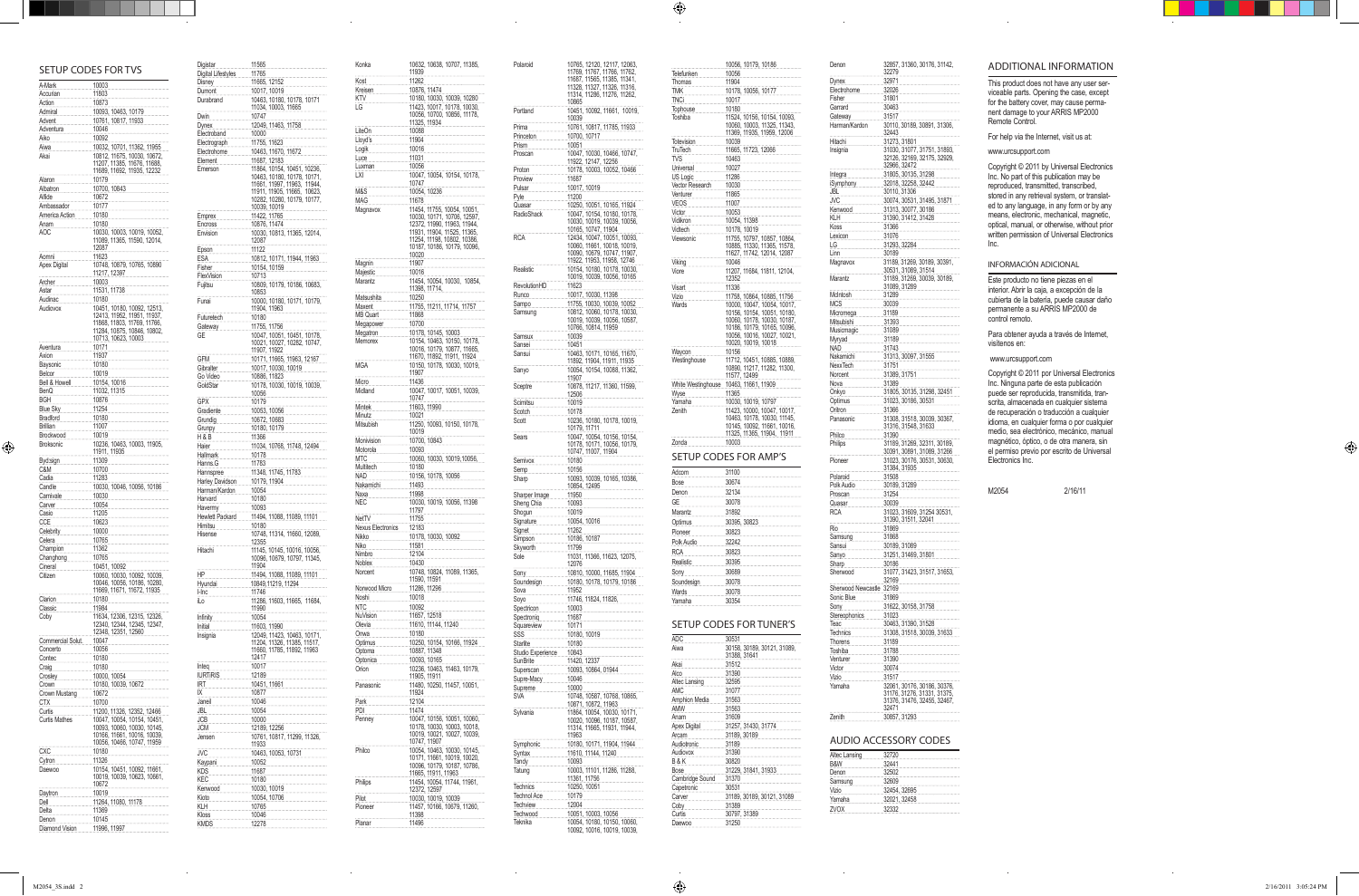## SETUP CODES FOR TVS

| | |
|---|---|
| A-Mark | 10003 |
| Accurian | 11803 |
| Action | 10873 |
| Admiral | 10093, 10463, 10179 |
| Advent | 10761, 10817, 11933 |
| Adventura | 10046 |
| Aiko | 10092 |
| Aiwa | 10032, 10701, 11362, 11955 |
| Akai | 10812, 11675, 10030, 10672, 11207, 11385, 11676, 11688, 11689, 11692, 11935, 12232 |
| Alaron | 10179 |
| Albatron | 10700, 10843 |
| Alfide | 10672 |
| Ambassador | 10177 |
| America Action | 10180 |
| Anam | 10180 |
| AOC | 10030, 10003, 10019, 10052, 11089, 11365, 11590, 12014, 12087 |
| Aomni | 11623 |
| Apex Digital | 10748, 10879, 10765, 10890, 11217, 12397 |
| Archer | 10003 |
| Astar | 11531, 11738 |
| Audinac | 10180 |
| Audiovox | 10451, 10180, 10092, 12513, 12413, 11952, 11951, 11937, 11868, 11803, 11769, 11766, 11284, 10875, 10846, 10802, 10713, 10623, 10003 |
| Aventura | 10171 |
| Axion | 11937 |
| Baysonic | 10180 |
| Belcor | 10019 |
| Bell & Howell | 10154, 10016 |
| BenQ | 11032, 11315 |
| BGH | 10876 |
| Blue Sky | 11254 |
| Bradford | 10180 |
| Brillian | 11007 |
| Brockwood | 10019 |
| Broksonic | 10236, 10463, 10003, 11905, 11911, 11935 |
| Bydesign | 11309 |
| C&M | 10700 |
| Cadia | 11283 |
| Candle | 10030, 10046, 10056, 10186 |
| Carnivale | 10030 |
| Carver | 10054 |
| Casio | 11205 |
| CCE | 10623 |
| Celebrity | 10000 |
| Celera | 10765 |
| Champion | 11362 |
| Changhong | 10765 |
| Cineral | 10451, 10092 |
| Citizen | 10060, 10030, 10092, 10039, 10046, 10056, 10186, 10280, 11669, 11671, 11672, 11935 |
| Clarion | 10180 |
| Classic | 11984 |
| Coby | 11634, 12306, 12315, 12326, 12340, 12344, 12345, 12347, 12348, 12351, 12560 |
| Commercial Solut. | 10047 |
| Concerto | 10056 |
| Contec | 10180 |
| Craig | 10180 |
| Crosley | 10000, 10054 |
| Crown | 10180, 10039, 10672 |
| Crown Mustang | 10672 |
| CTX | 10700 |
| Curtis | 11200, 11326, 12352, 12466 |
| Curtis Mathes | 10047, 10054, 10154, 10451, 10093, 10060, 10030, 10145, 10166, 11661, 10016, 10039, 10056, 10466, 10747, 11959 |
| CXC | 10180 |
| Cytron | 11326 |
| Daewoo | 10154, 10451, 10092, 11661, 10019, 10039, 10623, 10661, 10672 |
| Daytron | 10019 |
| Dell | 11264, 11080, 11178 |
| Delta | 11369 |
| Denon | 10145 |
| Diamond Vision | 11996, 11997 |
| Digistar | 11565 |
| Digital Lifestyles | 11765 |
| Disney | 11665, 12152 |
| Dumont | 10017, 10019 |
| Durabrand | 10463, 10180, 10178, 10171, 11034, 10003, 11665 |
| Dwin | 10747 |
| Dynex | 12049, 11463, 11758 |
| Electroband | 10000 |
| Electrograph | 11755, 11623 |
| Electrohome | 10463, 11670, 11672 |
| Element | 11687, 12183 |
| Emerson | 11864, 10154, 10451, 10236, 10463, 10180, 10178, 10171, 11661, 11997, 11963, 11944, 11911, 11905, 11665, 10623, 10282, 10280, 10179, 10177, 10039, 10019 |
| Emprex | 11422, 11765 |
| Encroses | 10876, 11474 |
| Envision | 10030, 10813, 11365, 12014, 12087 |
| Epson | 11122 |
| ESA | 10812, 10171, 11944, 11963 |
| Fisher | 10154, 10159 |
| FlexVision | 10713 |
| Fujitsu | 10809, 10179, 10186, 10683, 10853 |
| Funai | 10000, 10180, 10171, 10179, 11904, 11963 |
| Futuretech | 10180 |
| Gateway | 11755, 11756 |
| GE | 10047, 10051, 10451, 10178, 10021, 10027, 10282, 10747, 11907, 11922 |
| GFM | 10171, 11665, 11963, 12167 |
| Gibralter | 10017, 10030, 10019 |
| Go Video | 10886, 11823 |
| GoldStar | 10178, 10030, 10019, 10039, 10056 |
| GPX | 10179 |
| Gradiente | 10053, 10056 |
| Grundig | 10672, 10683 |
| Grunpy | 10180, 10179 |
| H & B | 11366 |
| Haier | 11034, 10768, 11748, 12494 |
| Hallmark | 10178 |
| Hanns.G | 11783 |
| Hannspree | 11348, 11745, 11783 |
| Harley Davidson | 10179, 11904 |
| Harman/Kardon | 10054 |
| Harvard | 10180 |
| Havermy | 10093 |
| Hewlett Packard | 11494, 11088, 11089, 11101 |
| Hinitsu | 10180 |
| Hisense | 10748, 11314, 11660, 12089, 12355 |
| Hitachi | 11145, 10145, 10016, 10056, 10096, 10679, 10797, 11345, 11904 |
| HP | 11494, 11088, 11089, 11101 |
| Hyundai | 10849, 11219, 11294 |
| I-Inc | 11746 |
| iLo | 11286, 11603, 11665, 11684, 11990 |
| Infinity | 10054 |
| Initial | 11603, 11990 |
| Insignia | 12049, 11423, 10463, 10171, 11204, 11326, 11385, 11517, 11660, 11785, 11892, 11963, 12417 |
| Inteq | 10017 |
| IURTIRIS | 12189 |
| IRT | 10451, 11661 |
| IX | 10877 |
| Janeil | 10046 |
| JBL | 10054 |
| JCB | 10000 |
| JCM | 12189, 12256 |
| Jensen | 10761, 10817, 11299, 11326, 11933 |
| JVC | 10463, 10053, 10731 |
| Kaypani | 10052 |
| KDS | 11687 |
| KEC | 10180 |
| Kenwood | 10030, 10019 |
| Kioto | 10054, 10706 |
| KLH | 10765 |
| Kloss | 10046 |
| KMDS | 12278 |
| Konka | 10632, 10638, 10707, 11385, 11939 |
| Kost | 11262 |
| Kreisen | 10876, 11474 |
| KTV | 10180, 10030, 10039, 10280 |
| LG | 11423, 10017, 10178, 10030, 10056, 10700, 10856, 11178, 11325, 11934 |
| LiteOn | 10088 |
| Lloyd's | 11904 |
| Logik | 10016 |
| Luce | 11031 |
| Luxman | 10056 |
| LXI | 10047, 10054, 10154, 10178, 10747 |
| M&S | 10054, 10236 |
| MAG | 11678 |
| Magnavox | 11454, 11755, 10054, 10051, 10030, 10171, 10706, 12597, 12372, 11990, 11963, 11944, 11931, 11904, 11525, 11365, 11254, 11198, 10802, 10386, 10187, 10186, 10179, 10096, 10020 |
| Magnin | 11907 |
| Majestic | 10016 |
| Marantz | 11454, 10054, 10030, 10854, 11398, 11714 |
| Matsushita | 10250 |
| Maxent | 11755, 11211, 11714, 11757 |
| MB Quart | 11868 |
| Megapower | 10700 |
| Megatron | 10178, 10145, 10003 |
| Memorex | 10154, 10463, 10150, 10178, 10016, 10179, 10877, 11665, 11670, 11892, 11911, 11924 |
| MGA | 10150, 10178, 10030, 10019, 11907 |
| Micro | 11436 |
| Midland | 10047, 10017, 10051, 10039, 10747 |
| Mintek | 11603, 11990 |
| Minutz | 10021 |
| Mitsubishi | 11250, 10093, 10150, 10178, 10019 |
| Monivision | 10700, 10843 |
| Motorola | 10093 |
| MTC | 10060, 10030, 10019, 10056, |
| Multitech | 10180 |
| NAD | 10156, 10178, 10056 |
| Nakamichi | 11493 |
| Naxa | 11988 |
| NEC | 10030, 10019, 10056, 11398, 11797 |
| NetTV | 11755 |
| Nexus Electronics | 12183 |
| Nikko | 10178, 10030, 10092 |
| Niko | 11581 |
| Nimbro | 12104 |
| Noblex | 10430 |
| Norcent | 10748, 10824, 11089, 11365, 11590, 11591 |
| Norwood Micro | 11286, 11296 |
| Noshi | 10018 |
| NTC | 10092 |
| NuVision | 11657, 12518 |
| Olevia | 11610, 11144, 11240 |
| Onwa | 10180 |
| Optimus | 10250, 10154, 10166, 11924 |
| Optoma | 10887, 11348 |
| Optonica | 10093, 10165 |
| Orion | 10236, 10463, 11463, 10179, 11905, 11911 |
| Panasonic | 11480, 10250, 11457, 10051, 11924 |
| Park | 12104 |
| PDI | 11474 |
| Penney | 10047, 10156, 10051, 10060, 10178, 10030, 10003, 10018, 10019, 10021, 10027, 10039, 10747, 11907 |
| Philco | 10054, 10463, 10030, 10145, 10171, 11661, 10019, 10020, 10096, 10179, 10187, 10786, 11665, 11911, 11963 |
| Philips | 11454, 10054, 11744, 11961, 12372, 12597 |
| Pilot | 10030, 10019, 10039 |
| Pioneer | 11457, 10166, 10679, 11260, 11398 |
| Planar | 11496 |
| Polaroid | 10765, 12120, 12117, 12063, 11769, 11767, 11766, 11762, 11687, 11565, 11385, 11341, 11328, 11327, 11326, 11316, 11314, 11286, 11276, 11262, 10865 |
| Portland | 10451, 10092, 11661, 10019, 10039 |
| Prima | 10761, 10817, 11785, 11933 |
| Princeton | 10700, 10717 |
| Prism | 10051 |
| Proscan | 10047, 10030, 10466, 10747, 11922, 12147, 12256 |
| Proton | 10178, 10003, 10052, 10466 |
| Proview | 11687 |
| Pulsar | 10017, 10019 |
| Pyle | 11200 |
| Quasar | 10250, 10051, 10165, 11924 |
| RadioShack | 10047, 10154, 10180, 10178, 10030, 10019, 10039, 10056, 10165, 10747, 11904 |
| RCA | 12434, 10047, 10051, 10093, 10060, 11661, 10018, 10019, 10090, 10679, 10747, 11907, 11922, 11953, 11958, 12746 |
| Realistic | 10154, 10180, 10178, 10030, 10019, 10039, 10056, 10165 |
| RevolutionHD | 11623 |
| Runco | 10017, 10030, 11398 |
| Sampo | 11755, 10030, 10039, 10052 |
| Samsung | 10812, 10060, 10178, 10030, 10019, 10039, 10056, 10587, 10766, 10814, 11959 |
| Samsux | 10039 |
| Sansei | 10451 |
| Sansui | 10463, 10171, 10165, 11670, 11892, 11904, 11911, 11935 |
| Sanyo | 10054, 10154, 10088, 11362, 11907 |
| Sceptre | 10878, 11217, 11360, 11599, 12506 |
| Scimitsu | 10019 |
| Scotch | 10178 |
| Scott | 10236, 10180, 10178, 10019, 10179, 11711 |
| Sears | 10047, 10054, 10156, 10154, 10178, 10171, 10056, 10179, 10747, 11007, 11904 |
| Semivox | 10180 |
| Semp | 10156 |
| Sharp | 10093, 10039, 10165, 10386, 10854, 12495 |
| Sharper Image | 11950 |
| Sheng Chia | 10093 |
| Shogun | 10019 |
| Signature | 10054, 10016 |
| Signet | 11262 |
| Simpson | 10186, 10187 |
| Skyworth | 11799 |
| Sole | 11031, 11366, 11623, 12075, 12076 |
| Sony | 10810, 10000, 11685, 11904 |
| Soundesign | 10180, 10178, 10179, 10186 |
| Sova | 11952 |
| Soyo | 11746, 11824, 11826, |
| Spectricon | 10003 |
| Spectroniq | 11687 |
| Squareview | 10171 |
| SSS | 10180, 10019 |
| Starlite | 10180 |
| Studio Experience | 10843 |
| SunBrite | 11420, 12337 |
| Superscan | 10093, 10864, 01944 |
| Supre-Macy | 10046 |
| Supreme | 10000 |
| SVA | 10748, 10587, 10768, 10865, 10871, 10872, 11963 |
| Sylvania | 11864, 10054, 10030, 10171, 10020, 10096, 10187, 10587, 11314, 11665, 11931, 11944, 11963 |
| Symphonic | 10180, 10171, 11904, 11944 |
| Syntax | 11610, 11144, 11240 |
| Tandy | 10093 |
| Tatung | 10003, 11101, 11286, 11288, 11361, 11756 |
| Technics | 10250, 10051 |
| Technol Ace | 10179 |
| Techview | 12004 |
| Techwood | 10051, 10003, 10056 |
| Teknika | 10054, 10180, 10150, 10060, 10092, 10016, 10019, 10039, 10056, 10179, 10186 |
| Telefunken | 10056 |
| Thomas | 11904 |
| TMK | 10178, 10056, 10177 |
| TNCi | 10017 |
| Tophouse | 10180 |
| Toshiba | 11524, 10156, 10154, 10093, 10060, 10003, 11325, 11343, 11369, 11935, 11959, 12006 |
| Television | 10039 |
| TruTech | 11665, 11723, 12066 |
| TVS | 10463 |
| Universal | 10027 |
| US Logic | 11286 |
| Vector Research | 10030 |
| Venturer | 11865 |
| VEOS | 11007 |
| Victor | 10053 |
| Vidikron | 10054, 11398 |
| Vidtech | 10178, 10019 |
| Viewsonic | 11755, 10797, 10857, 10864, 10885, 11330, 11365, 11578, 11627, 11742, 12014, 12087 |
| Viking | 10046 |
| Viore | 11207, 11684, 11811, 12104, 12352 |
| Visart | 11336 |
| Vizio | 11758, 10864, 10885, 11756 |
| Wards | 10000, 10047, 10054, 10017, 10156, 10154, 10051, 10180, 10060, 10178, 10030, 10187, 10016, 10179, 10165, 10096, 10056, 10016, 10027, 10021, 10020, 10019, 10018 |
| Waycon | 10156 |
| Westinghouse | 11712, 10451, 10885, 10889, 10890, 11217, 11282, 11300, 11577, 12499 |
| White Westinghouse | 10463, 11661, 11909 |
| Wyse | 11365 |
| Yamaha | 10030, 10019, 10797 |
| Zenith | 11423, 10000, 10047, 10017, 10463, 10178, 10030, 11145, 10145, 10092, 11661, 10016, 11325, 11365, 11904, 11911 |
| Zonda | 10003 |

## SETUP CODES FOR AMP'S

| | |
|---|---|
| Adcom | 31100 |
| Bose | 30674 |
| Denon | 32134 |
| GE | 30078 |
| Marantz | 31892 |
| Optimus | 30395, 30823 |
| Pioneer | 30823 |
| Polk Audio | 32242 |
| RCA | 30823 |
| Realistic | 30395 |
| Sony | 30689 |
| Soundesign | 30078 |
| Wards | 30078 |
| Yamaha | 30354 |

## SETUP CODES FOR TUNER'S

| | |
|---|---|
| ADC | 30531 |
| Aiwa | 30158, 30189, 30121, 31089, 31388, 31641 |
| Akai | 31512 |
| Alco | 31390 |
| Altec Lansing | 32595 |
| AMC | 31077 |
| Amphion Media | 31563 |
| AMW | 31563 |
| Anam | 31609 |
| Apex Digital | 31257, 31430, 31774 |
| Arcam | 31189, 30189 |
| Audiotronic | 31189 |
| Audiovox | 31390 |
| B & K | 30820 |
| Bose | 31229, 31841, 31933 |
| Cambridge Sound | 31370 |
| Capetronic | 30531 |
| Carver | 31189, 30189, 30121, 31089 |
| Coby | 31389 |
| Curtis | 30797, 31389 |
| Daewoo | 31250 |
| Denon | 32857, 31360, 30176, 31142, 32279 |
| Dynex | 32971 |
| Electrohome | 32026 |
| Fisher | 31801 |
| Garrard | 30463 |
| Gateway | 31517 |
| Harman/Kardon | 30110, 30189, 30891, 31306, 32443 |
| Hitachi | 31273, 31801 |
| Insignia | 31030, 31077, 31751, 31893, 32126, 32169, 32175, 32929, 32966, 32472 |
| Integra | 31805, 30135, 31298 |
| iSymphony | 32018, 32258, 32442 |
| JBL | 30110, 31306 |
| JVC | 30074, 30531, 31495, 31871 |
| Kenwood | 31313, 30077, 30186 |
| KLH | 31390, 31412, 31428 |
| Koss | 31366 |
| Lexicon | 31076 |
| LG | 31293, 32284 |
| Linn | 30189 |
| Magnavox | 31189, 31269, 30189, 30391, 30531, 31089, 31514 |
| Marantz | 31189, 31269, 30039, 30189, 31089, 31289 |
| McIntosh | 31289 |
| MCS | 30039 |
| Micromega | 31189 |
| Mitsubishi | 31393 |
| Musicmagic | 31089 |
| Myryad | 31189 |
| NAD | 31743 |
| Nakamichi | 31313, 30097, 31555 |
| NexxTech | 31751 |
| Norcent | 31389, 31751 |
| Nova | 31389 |
| Onkyo | 31805, 30135, 31298, 32451 |
| Optimus | 31023, 30186, 30531 |
| Oritron | 31366 |
| Panasonic | 31308, 31518, 30039, 30367, 31316, 31548, 31633 |
| Philco | 31390 |
| Philips | 31189, 31269, 32311, 30189, 30391, 30891, 31089, 31266 |
| Pioneer | 31023, 30176, 30531, 30630, 31384, 31935 |
| Polaroid | 31508 |
| Polk Audio | 30189, 31289 |
| Proscan | 31254 |
| Quasar | 30039 |
| RCA | 31023, 31609, 31254 30531, 31390, 31511, 32041 |
| Rio | 31869 |
| Samsung | 31868 |
| Sansui | 30189, 31089 |
| Sanyo | 31251, 31469, 31801 |
| Sharp | 30186 |
| Sherwood | 31077, 31423, 31517, 31653, 32169 |
| Sherwood Newcastle | 32169 |
| Sonic Blue | 31869 |
| Sony | 31622, 30158, 31758 |
| Stereophonics | 31023 |
| Teac | 30463, 31390, 31528 |
| Technics | 31308, 31518, 30039, 31633 |
| Thorens | 31189 |
| Toshiba | 31788 |
| Venturer | 31390 |
| Victor | 30074 |
| Vizio | 31517 |
| Yamaha | 32061, 30176, 30186, 30376, 31176, 31276, 31331, 31375, 31376, 31476, 32455, 32467, 32471 |
| Zenith | 30857, 31293 |

## AUDIO ACCESSORY CODES

| | |
|---|---|
| Altec Lansing | 32720 |
| B&W | 32441 |
| Denon | 32502 |
| Samsung | 32609 |
| Vizio | 32454, 32695 |
| Yamaha | 32021, 32458 |
| ZVOX | 32332 |

## ADDITIONAL INFORMATION

This product does not have any user serviceable parts. Opening the case, except for the battery cover, may cause permanent damage to your ARRIS MP2000 Remote Control.

For help via the Internet, visit us at:

www.urcsupport.com

Copyright © 2011 by Universal Electronics Inc. No part of this publication may be reproduced, transmitted, transcribed, stored in any retrieval system, or translated to any language, in any form or by any means, electronic, mechanical, magnetic, optical, manual, or otherwise, without prior written permission of Universal Electronics Inc.

## INFORMACIÓN ADICIONAL

Este producto no tiene piezas en el interior. Abrir la caja, a excepción de la cubierta de la batería, puede causar daño permanente a su ARRIS MP2000 de control remoto.

Para obtener ayuda a través de Internet, visítenos en:

www.urcsupport.com

Copyright © 2011 por Universal Electronics Inc. Ninguna parte de esta publicación puede ser reproducida, transmitida, transcrita, almacenada en cualquier sistema de recuperación o traducción a cualquier idioma, en cualquier forma o por cualquier medio, sea electrónico, mecánico, manual magnético, óptico, o de otra manera, sin el permiso previo por escrito de Universal Electronics Inc.

M2054 2/16/11